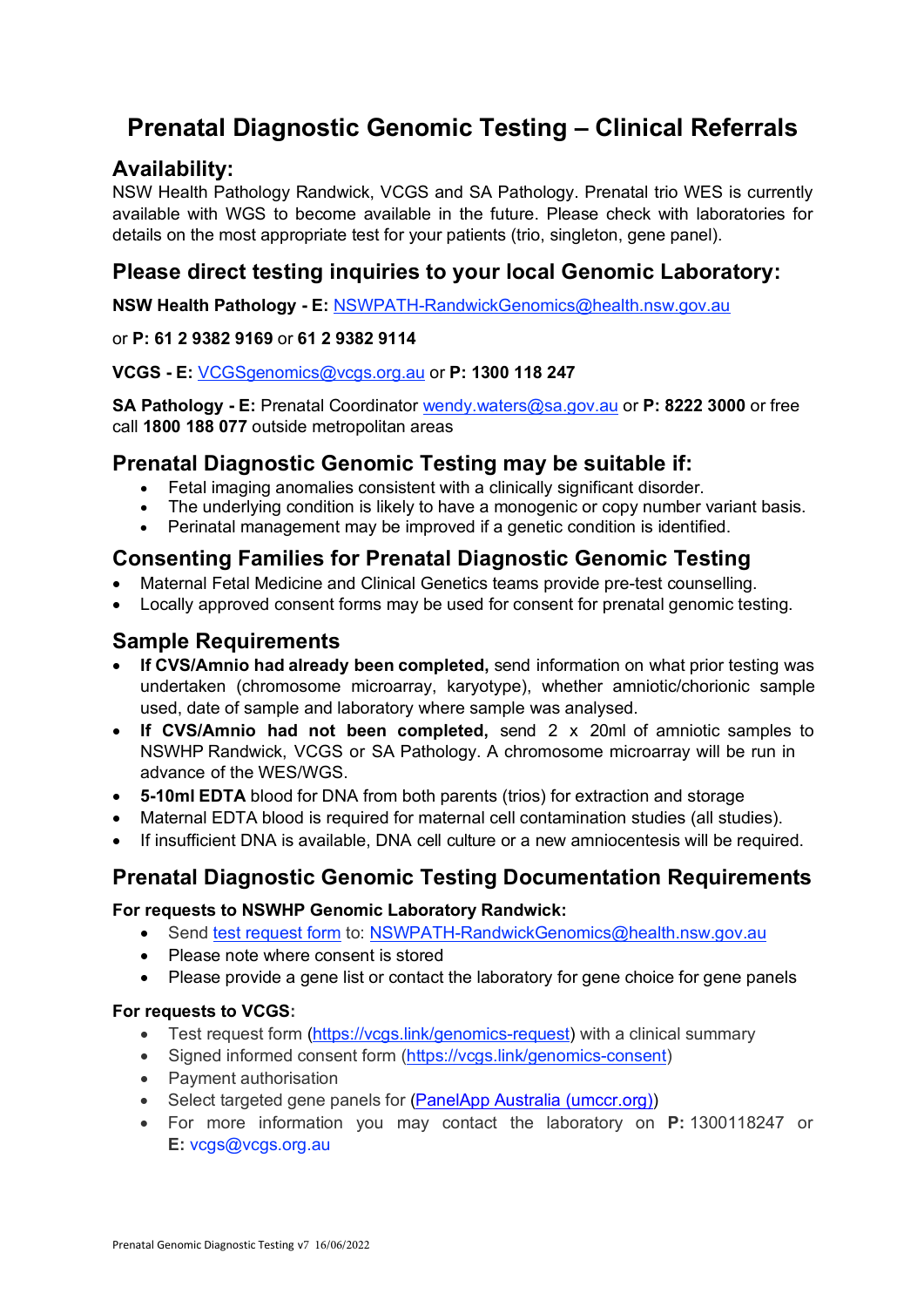# Prenatal Diagnostic Genomic Testing – Clinical Referrals

## Availability:

NSW Health Pathology Randwick, VCGS and SA Pathology. Prenatal trio WES is currently available with WGS to become available in the future. Please check with laboratories for details on the most appropriate test for your patients (trio, singleton, gene panel).

## Please direct testing inquiries to your local Genomic Laboratory:

**NSW Health Pathology - E:** NSWPATH-RandwickGenomics@health.nsw.gov.au

or **P: 61 2 9382 9169** or **61 2 9382 9114**

**VCGS - E:** VCGSgenomics@vcgs.org.au or **P: 1300 118 247**

**SA Pathology - E:** Prenatal Coordinator wendy.waters@sa.gov.au or **P: 8222 3000** or free call **1800 188 077** outside metropolitan areas

## Prenatal Diagnostic Genomic Testing may be suitable if:

- Fetal imaging anomalies consistent with a clinically significant disorder.
- The underlying condition is likely to have a monogenic or copy number variant basis.
- Perinatal management may be improved if a genetic condition is identified.

## Consenting Families for Prenatal Diagnostic Genomic Testing

- Maternal Fetal Medicine and Clinical Genetics teams provide pre-test counselling.
- Locally approved consent forms may be used for consent for prenatal genomic testing.

## Sample Requirements

- **If CVS/Amnio had already been completed,** send information on what prior testing was undertaken (chromosome microarray, karyotype), whether amniotic/chorionic sample used, date of sample and laboratory where sample was analysed.
- **If CVS/Amnio had not been completed,** send 2 x 20ml of amniotic samples to NSWHP Randwick, VCGS or SA Pathology. A chromosome microarray will be run in advance of the WES/WGS.
- **5-10ml EDTA** blood for DNA from both parents (trios) for extraction and storage
- Maternal EDTA blood is required for maternal cell contamination studies (all studies).
- If insufficient DNA is available, DNA cell culture or a new amniocentesis will be required.

## Prenatal Diagnostic Genomic Testing Documentation Requirements

**For requests to NSWHP Genomic Laboratory Randwick:**

- Send test request form to: NSWPATH-RandwickGenomics@health.nsw.gov.au
- Please note where consent is stored
- Please provide a gene list or contact the laboratory for gene choice for gene panels

**For requests to VCGS:**

- Test request form (https://vcgs.link/genomics-request) with a clinical summary
- Signed informed consent form (https://vcgs.link/genomics-consent)
- Payment authorisation
- Select targeted gene panels for (PanelApp Australia (umccr.org))
- For more information you may contact the laboratory on **P:** 1300118247 or **E:** vcgs@vcgs.org.au

Prenatal Genomic Diagnostic Testing v7 16/06/2022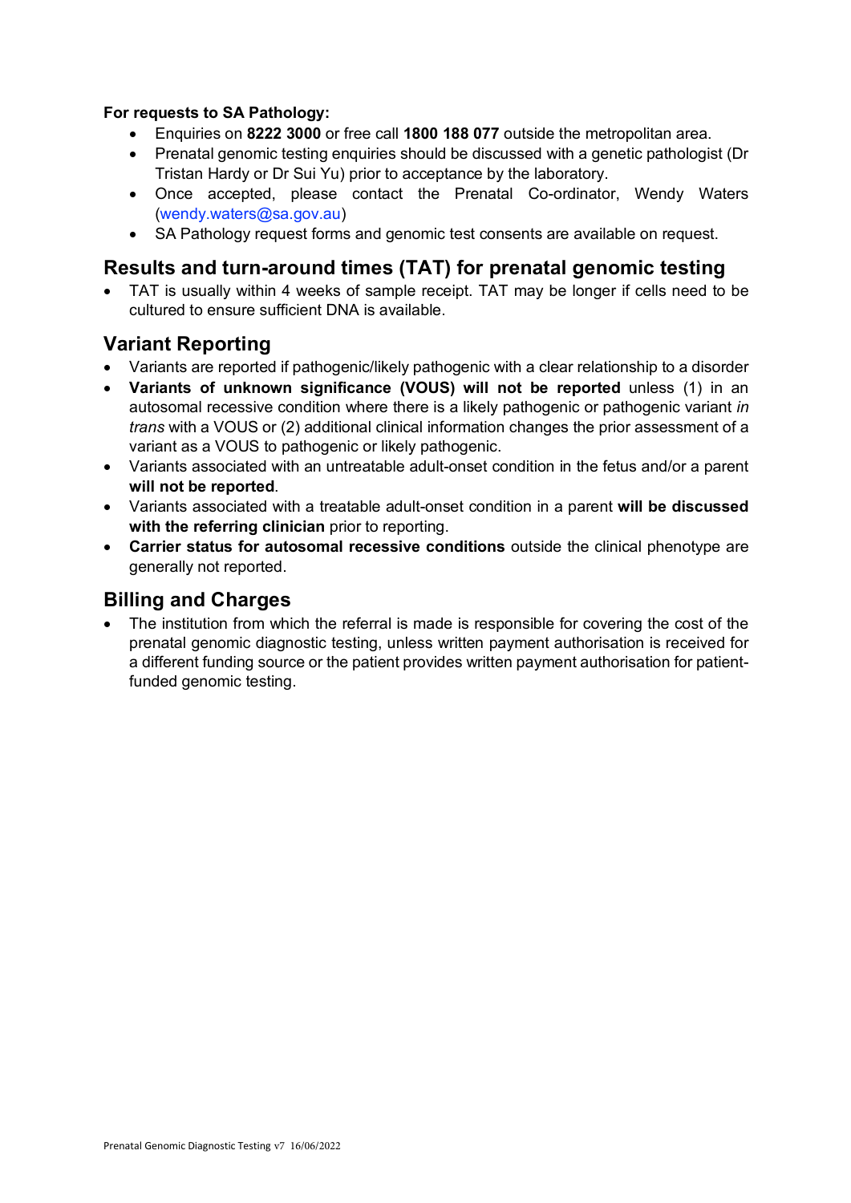**For requests to SA Pathology:**

- Enquiries on **8222 3000** or free call **1800 188 077** outside the metropolitan area.
- Prenatal genomic testing enquiries should be discussed with a genetic pathologist (Dr Tristan Hardy or Dr Sui Yu) prior to acceptance by the laboratory.
- Once accepted, please contact the Prenatal Co-ordinator, Wendy Waters (wendy.waters@sa.gov.au)
- SA Pathology request forms and genomic test consents are available on request.

## Results and turn-around times (TAT) for prenatal genomic testing

- TAT is usually within 4 weeks of sample receipt. TAT may be longer if cells need to be cultured to ensure sufficient DNA is available.

## Variant Reporting

- Variants are reported if pathogenic/likely pathogenic with a clear relationship to a disorder
- **Variants of unknown significance (VOUS) will not be reported** unless (1) in an autosomal recessive condition where there is a likely pathogenic or pathogenic variant *in trans* with a VOUS or (2) additional clinical information changes the prior assessment of a variant as a VOUS to pathogenic or likely pathogenic.
- Variants associated with an untreatable adult-onset condition in the fetus and/or a parent **will not be reported**.
- Variants associated with a treatable adult-onset condition in a parent **will be discussed with the referring clinician** prior to reporting.
- **Carrier status for autosomal recessive conditions** outside the clinical phenotype are generally not reported.

## Billing and Charges

- The institution from which the referral is made is responsible for covering the cost of the prenatal genomic diagnostic testing, unless written payment authorisation is received for a different funding source or the patient provides written payment authorisation for patient-funded genomic testing.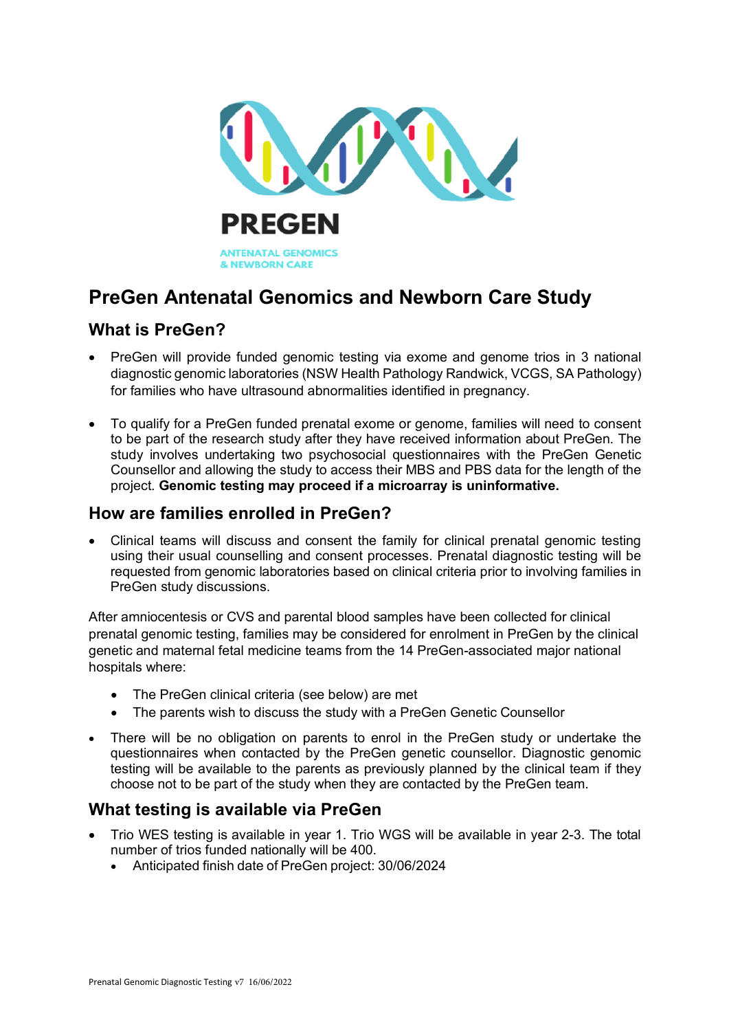PREGEN

ANTENATAL GENOMICS & NEWBORN CARE

# PreGen Antenatal Genomics and Newborn Care Study

## What is PreGen?

- PreGen will provide funded genomic testing via exome and genome trios in 3 national diagnostic genomic laboratories (NSW Health Pathology Randwick, VCGS, SA Pathology) for families who have ultrasound abnormalities identified in pregnancy.

- To qualify for a PreGen funded prenatal exome or genome, families will need to consent to be part of the research study after they have received information about PreGen. The study involves undertaking two psychosocial questionnaires with the PreGen Genetic Counsellor and allowing the study to access their MBS and PBS data for the length of the project. **Genomic testing may proceed if a microarray is uninformative.**

## How are families enrolled in PreGen?

- Clinical teams will discuss and consent the family for clinical prenatal genomic testing using their usual counselling and consent processes. Prenatal diagnostic testing will be requested from genomic laboratories based on clinical criteria prior to involving families in PreGen study discussions.

After amniocentesis or CVS and parental blood samples have been collected for clinical prenatal genomic testing, families may be considered for enrolment in PreGen by the clinical genetic and maternal fetal medicine teams from the 14 PreGen-associated major national hospitals where:

- The PreGen clinical criteria (see below) are met
- The parents wish to discuss the study with a PreGen Genetic Counsellor

- There will be no obligation on parents to enrol in the PreGen study or undertake the questionnaires when contacted by the PreGen genetic counsellor. Diagnostic genomic testing will be available to the parents as previously planned by the clinical team if they choose not to be part of the study when they are contacted by the PreGen team.

## What testing is available via PreGen

- Trio WES testing is available in year 1. Trio WGS will be available in year 2-3. The total number of trios funded nationally will be 400.
  - Anticipated finish date of PreGen project: 30/06/2024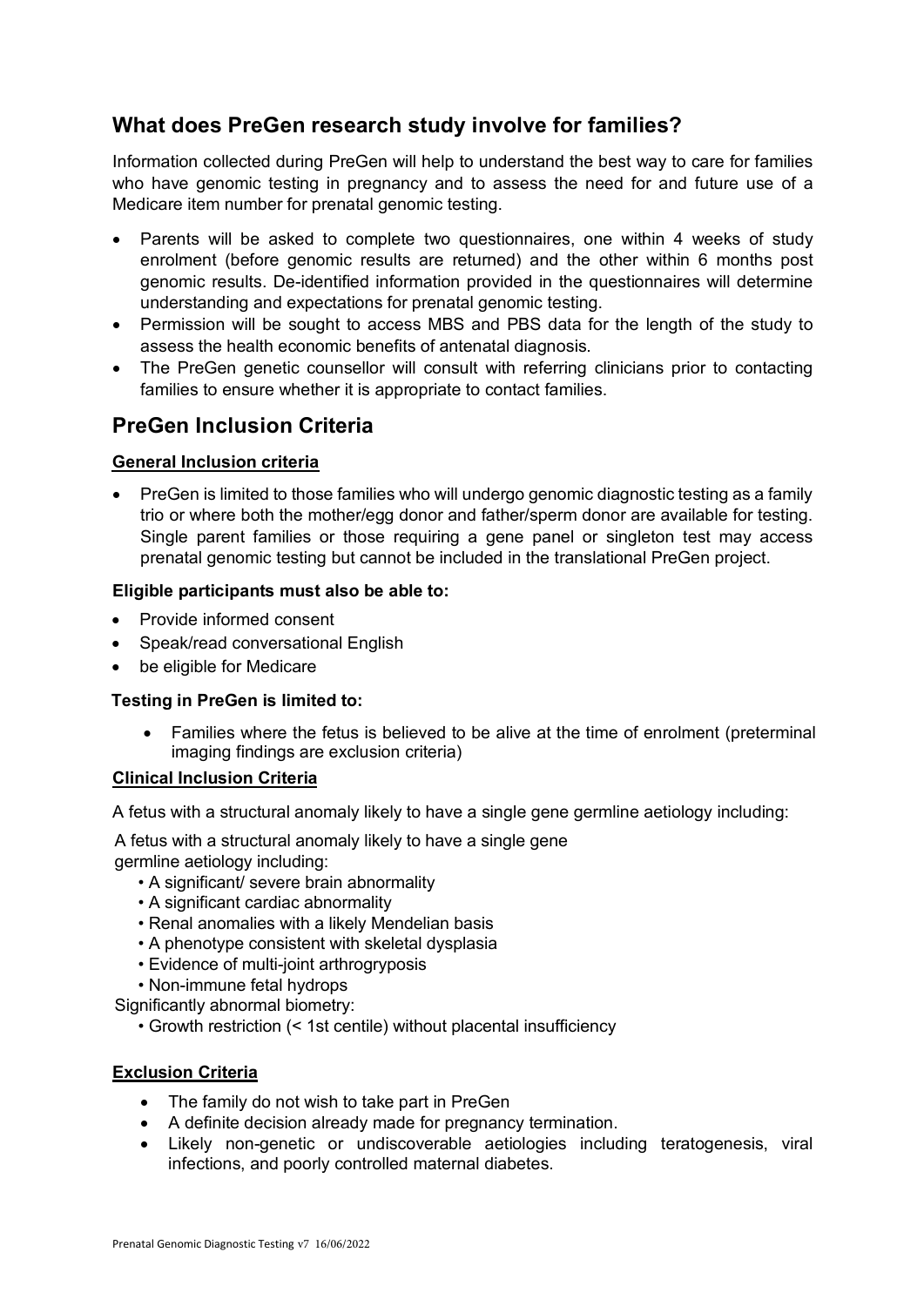## What does PreGen research study involve for families?

Information collected during PreGen will help to understand the best way to care for families who have genomic testing in pregnancy and to assess the need for and future use of a Medicare item number for prenatal genomic testing.

- Parents will be asked to complete two questionnaires, one within 4 weeks of study enrolment (before genomic results are returned) and the other within 6 months post genomic results. De-identified information provided in the questionnaires will determine understanding and expectations for prenatal genomic testing.
- Permission will be sought to access MBS and PBS data for the length of the study to assess the health economic benefits of antenatal diagnosis.
- The PreGen genetic counsellor will consult with referring clinicians prior to contacting families to ensure whether it is appropriate to contact families.

## PreGen Inclusion Criteria

**General Inclusion criteria**

- PreGen is limited to those families who will undergo genomic diagnostic testing as a family trio or where both the mother/egg donor and father/sperm donor are available for testing. Single parent families or those requiring a gene panel or singleton test may access prenatal genomic testing but cannot be included in the translational PreGen project.

**Eligible participants must also be able to:**

- Provide informed consent
- Speak/read conversational English
- be eligible for Medicare

**Testing in PreGen is limited to:**

- Families where the fetus is believed to be alive at the time of enrolment (preterminal imaging findings are exclusion criteria)

**Clinical Inclusion Criteria**

A fetus with a structural anomaly likely to have a single gene germline aetiology including:

A fetus with a structural anomaly likely to have a single gene germline aetiology including:

- A significant/ severe brain abnormality
- A significant cardiac abnormality
- Renal anomalies with a likely Mendelian basis
- A phenotype consistent with skeletal dysplasia
- Evidence of multi-joint arthrogryposis
- Non-immune fetal hydrops

Significantly abnormal biometry:

- Growth restriction (< 1st centile) without placental insufficiency

**Exclusion Criteria**

- The family do not wish to take part in PreGen
- A definite decision already made for pregnancy termination.
- Likely non-genetic or undiscoverable aetiologies including teratogenesis, viral infections, and poorly controlled maternal diabetes.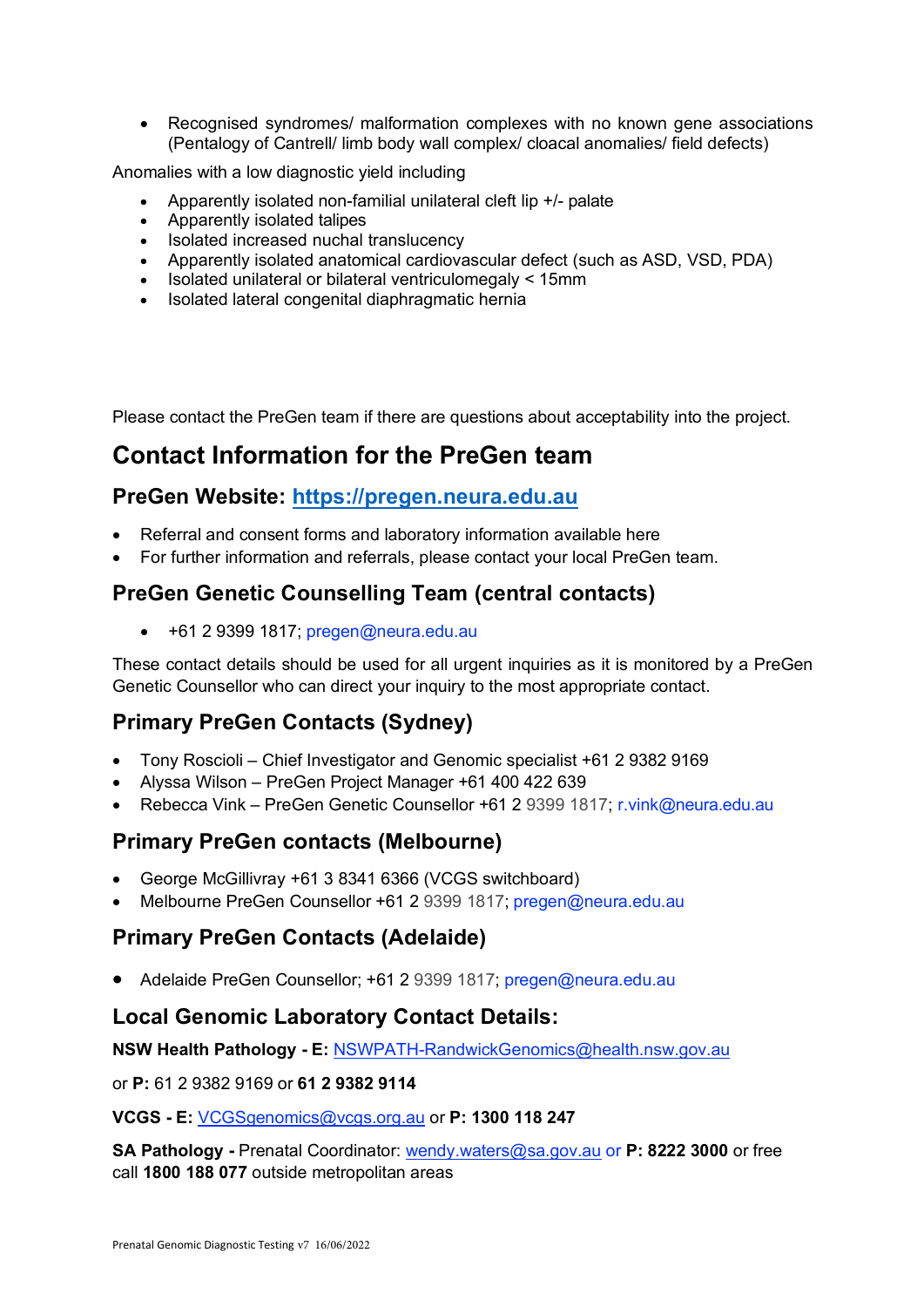- Recognised syndromes/ malformation complexes with no known gene associations (Pentalogy of Cantrell/ limb body wall complex/ cloacal anomalies/ field defects)

Anomalies with a low diagnostic yield including

- Apparently isolated non-familial unilateral cleft lip +/- palate
- Apparently isolated talipes
- Isolated increased nuchal translucency
- Apparently isolated anatomical cardiovascular defect (such as ASD, VSD, PDA)
- Isolated unilateral or bilateral ventriculomegaly < 15mm
- Isolated lateral congenital diaphragmatic hernia

Please contact the PreGen team if there are questions about acceptability into the project.

# Contact Information for the PreGen team

## PreGen Website: [https://pregen.neura.edu.au](https://pregen.neura.edu.au)

- Referral and consent forms and laboratory information available here
- For further information and referrals, please contact your local PreGen team.

## PreGen Genetic Counselling Team (central contacts)

- +61 2 9399 1817; pregen@neura.edu.au

These contact details should be used for all urgent inquiries as it is monitored by a PreGen Genetic Counsellor who can direct your inquiry to the most appropriate contact.

## Primary PreGen Contacts (Sydney)

- Tony Roscioli – Chief Investigator and Genomic specialist +61 2 9382 9169
- Alyssa Wilson – PreGen Project Manager +61 400 422 639
- Rebecca Vink – PreGen Genetic Counsellor +61 2 9399 1817; r.vink@neura.edu.au

## Primary PreGen contacts (Melbourne)

- George McGillivray +61 3 8341 6366 (VCGS switchboard)
- Melbourne PreGen Counsellor +61 2 9399 1817; pregen@neura.edu.au

## Primary PreGen Contacts (Adelaide)

- Adelaide PreGen Counsellor; +61 2 9399 1817; pregen@neura.edu.au

## Local Genomic Laboratory Contact Details:

**NSW Health Pathology - E:** NSWPATH-RandwickGenomics@health.nsw.gov.au

or **P:** 61 2 9382 9169 or **61 2 9382 9114**

**VCGS - E:** VCGSgenomics@vcgs.org.au or **P: 1300 118 247**

**SA Pathology -** Prenatal Coordinator: wendy.waters@sa.gov.au or **P: 8222 3000** or free call **1800 188 077** outside metropolitan areas